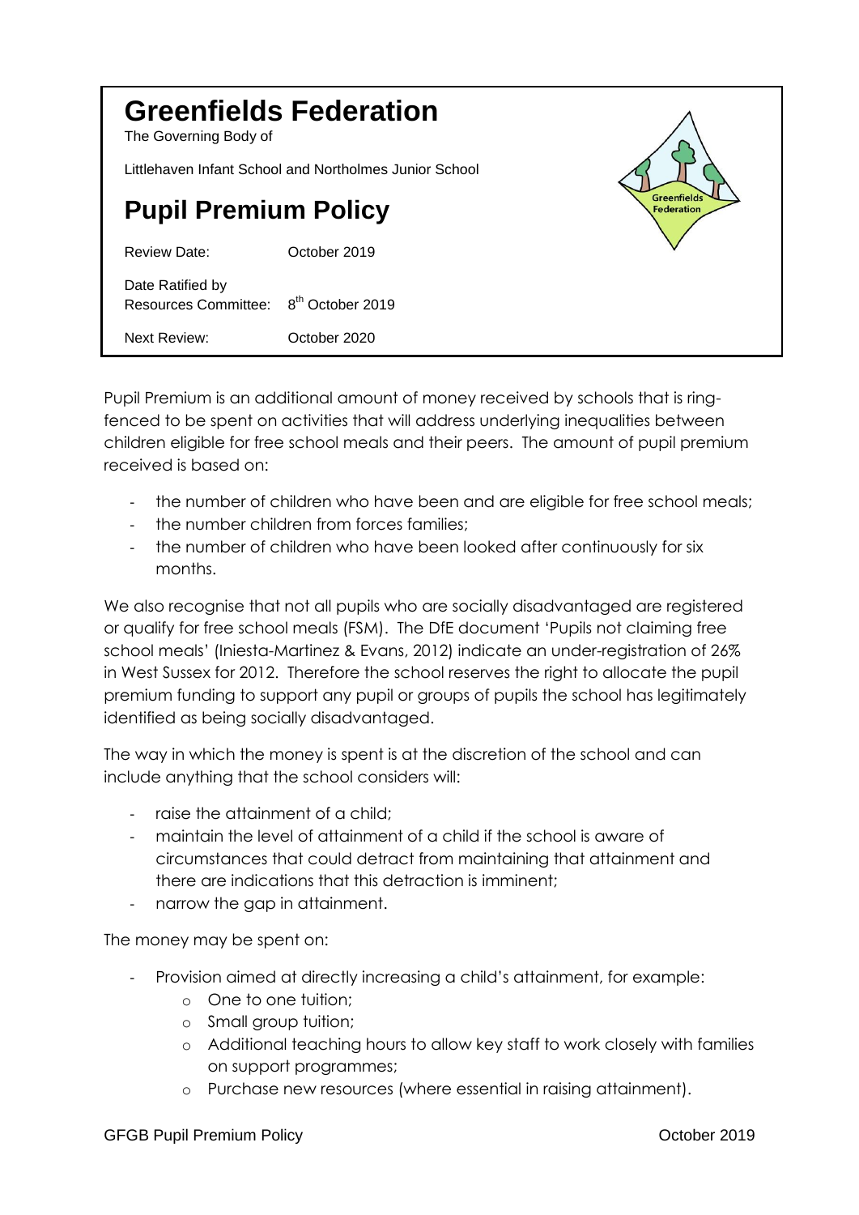# Greenfields Federation

The Governing Body of

Littlehaven Infant School and Northolmes Junior School

## Pupil Premium Policy

| | |
|---|---|
| Review Date: | October 2019 |
| Date Ratified by Resources Committee: | 8th October 2019 |
| Next Review: | October 2020 |

Pupil Premium is an additional amount of money received by schools that is ring-fenced to be spent on activities that will address underlying inequalities between children eligible for free school meals and their peers. The amount of pupil premium received is based on:

- the number of children who have been and are eligible for free school meals;
- the number children from forces families;
- the number of children who have been looked after continuously for six months.

We also recognise that not all pupils who are socially disadvantaged are registered or qualify for free school meals (FSM). The DfE document 'Pupils not claiming free school meals' (Iniesta-Martinez & Evans, 2012) indicate an under-registration of 26% in West Sussex for 2012. Therefore the school reserves the right to allocate the pupil premium funding to support any pupil or groups of pupils the school has legitimately identified as being socially disadvantaged.

The way in which the money is spent is at the discretion of the school and can include anything that the school considers will:

- raise the attainment of a child;
- maintain the level of attainment of a child if the school is aware of circumstances that could detract from maintaining that attainment and there are indications that this detraction is imminent;
- narrow the gap in attainment.

The money may be spent on:

- Provision aimed at directly increasing a child's attainment, for example:
  - One to one tuition;
  - Small group tuition;
  - Additional teaching hours to allow key staff to work closely with families on support programmes;
  - Purchase new resources (where essential in raising attainment).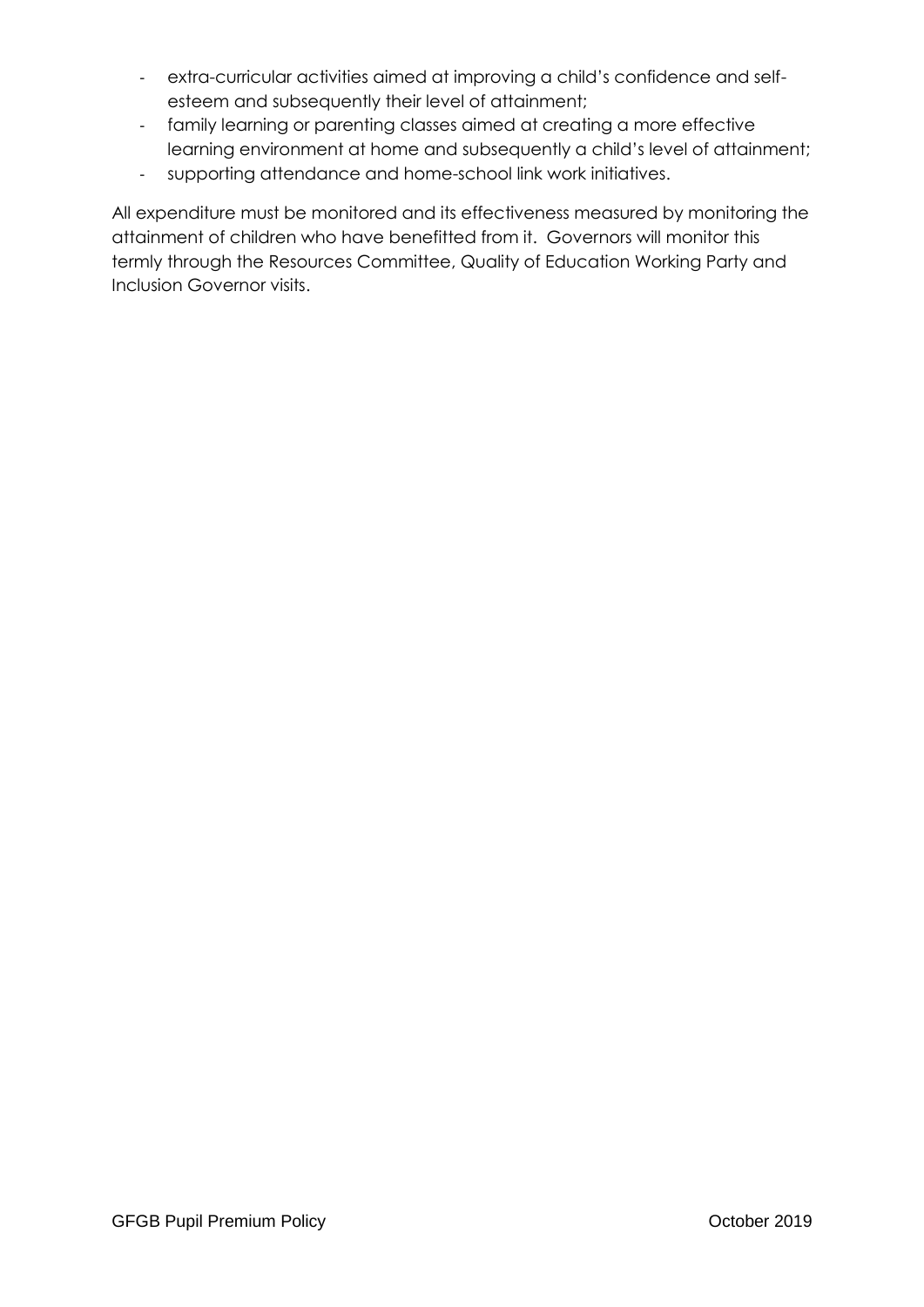- extra-curricular activities aimed at improving a child's confidence and self-esteem and subsequently their level of attainment;
- family learning or parenting classes aimed at creating a more effective learning environment at home and subsequently a child's level of attainment;
- supporting attendance and home-school link work initiatives.

All expenditure must be monitored and its effectiveness measured by monitoring the attainment of children who have benefitted from it. Governors will monitor this termly through the Resources Committee, Quality of Education Working Party and Inclusion Governor visits.